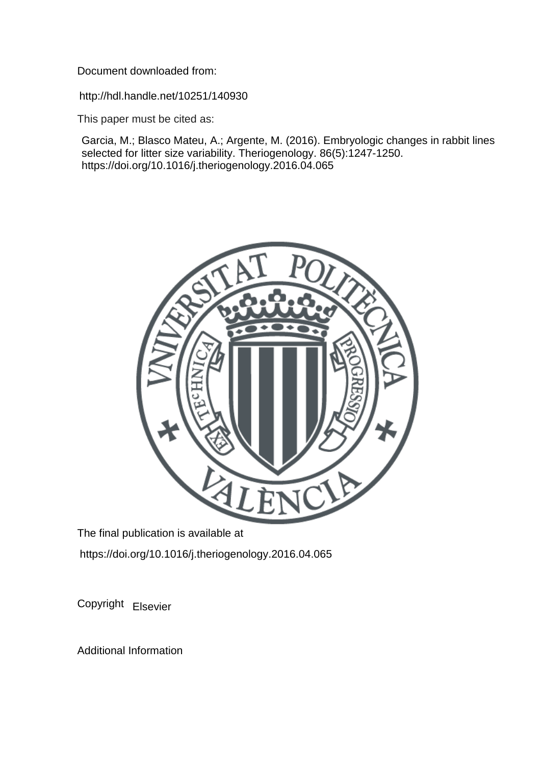Document downloaded from:

http://hdl.handle.net/10251/140930

This paper must be cited as:

Garcia, M.; Blasco Mateu, A.; Argente, M. (2016). Embryologic changes in rabbit lines selected for litter size variability. Theriogenology. 86(5):1247-1250. https://doi.org/10.1016/j.theriogenology.2016.04.065

The final publication is available at

https://doi.org/10.1016/j.theriogenology.2016.04.065

Copyright Elsevier

Additional Information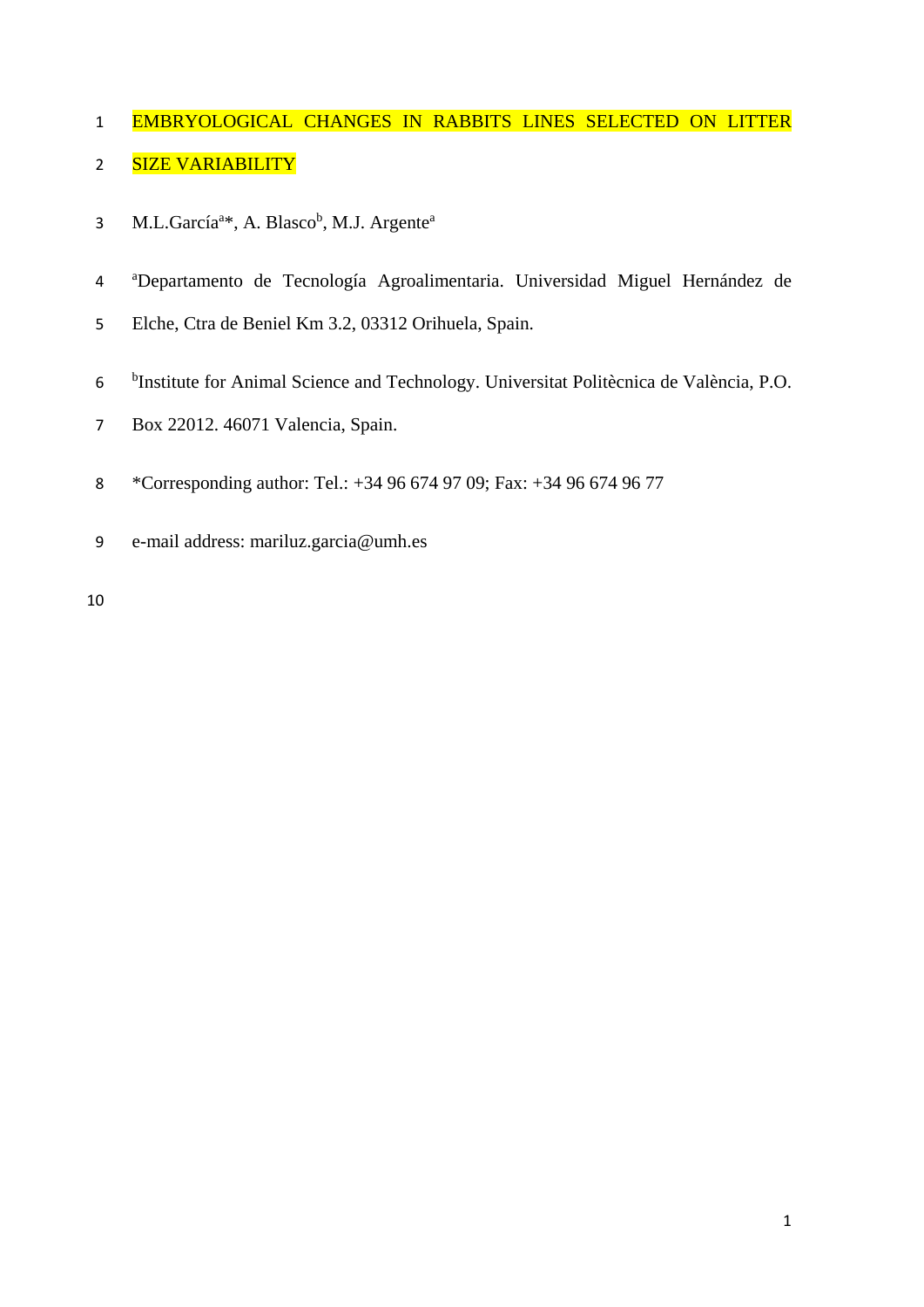# EMBRYOLOGICAL CHANGES IN RABBITS LINES SELECTED ON LITTER SIZE VARIABILITY

M.L.García[a]*, A. Blasco[b], M.J. Argente[a]

[a]Departamento de Tecnología Agroalimentaria. Universidad Miguel Hernández de Elche, Ctra de Beniel Km 3.2, 03312 Orihuela, Spain.

[b]Institute for Animal Science and Technology. Universitat Politècnica de València, P.O. Box 22012. 46071 Valencia, Spain.

*Corresponding author: Tel.: +34 96 674 97 09; Fax: +34 96 674 96 77

e-mail address: mariluz.garcia@umh.es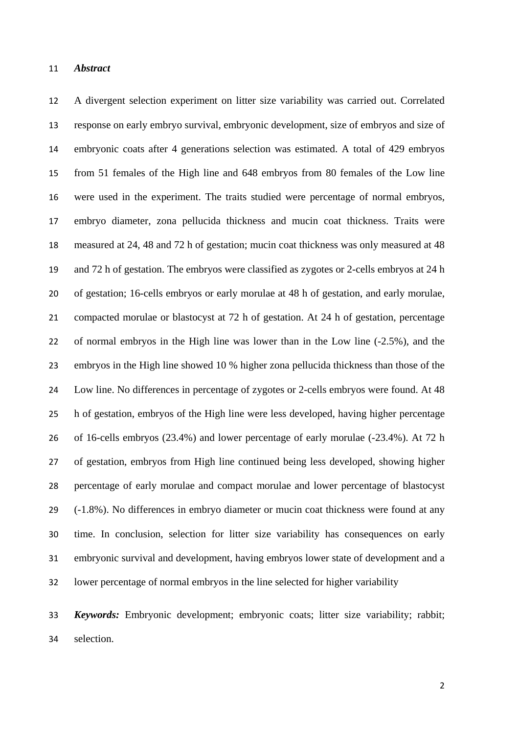***Abstract***

A divergent selection experiment on litter size variability was carried out. Correlated response on early embryo survival, embryonic development, size of embryos and size of embryonic coats after 4 generations selection was estimated. A total of 429 embryos from 51 females of the High line and 648 embryos from 80 females of the Low line were used in the experiment. The traits studied were percentage of normal embryos, embryo diameter, zona pellucida thickness and mucin coat thickness. Traits were measured at 24, 48 and 72 h of gestation; mucin coat thickness was only measured at 48 and 72 h of gestation. The embryos were classified as zygotes or 2-cells embryos at 24 h of gestation; 16-cells embryos or early morulae at 48 h of gestation, and early morulae, compacted morulae or blastocyst at 72 h of gestation. At 24 h of gestation, percentage of normal embryos in the High line was lower than in the Low line (-2.5%), and the embryos in the High line showed 10 % higher zona pellucida thickness than those of the Low line. No differences in percentage of zygotes or 2-cells embryos were found. At 48 h of gestation, embryos of the High line were less developed, having higher percentage of 16-cells embryos (23.4%) and lower percentage of early morulae (-23.4%). At 72 h of gestation, embryos from High line continued being less developed, showing higher percentage of early morulae and compact morulae and lower percentage of blastocyst (-1.8%). No differences in embryo diameter or mucin coat thickness were found at any time. In conclusion, selection for litter size variability has consequences on early embryonic survival and development, having embryos lower state of development and a lower percentage of normal embryos in the line selected for higher variability

***Keywords:*** Embryonic development; embryonic coats; litter size variability; rabbit; selection.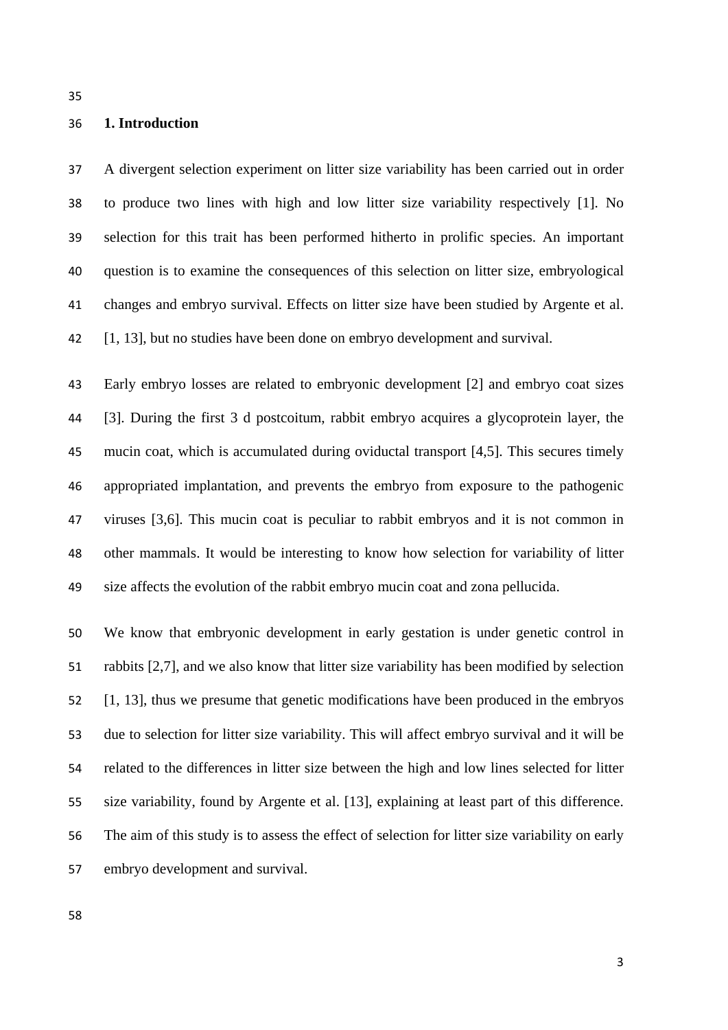## 1. Introduction

A divergent selection experiment on litter size variability has been carried out in order to produce two lines with high and low litter size variability respectively [1]. No selection for this trait has been performed hitherto in prolific species. An important question is to examine the consequences of this selection on litter size, embryological changes and embryo survival. Effects on litter size have been studied by Argente et al. [1, 13], but no studies have been done on embryo development and survival.

Early embryo losses are related to embryonic development [2] and embryo coat sizes [3]. During the first 3 d postcoitum, rabbit embryo acquires a glycoprotein layer, the mucin coat, which is accumulated during oviductal transport [4,5]. This secures timely appropriated implantation, and prevents the embryo from exposure to the pathogenic viruses [3,6]. This mucin coat is peculiar to rabbit embryos and it is not common in other mammals. It would be interesting to know how selection for variability of litter size affects the evolution of the rabbit embryo mucin coat and zona pellucida.

We know that embryonic development in early gestation is under genetic control in rabbits [2,7], and we also know that litter size variability has been modified by selection [1, 13], thus we presume that genetic modifications have been produced in the embryos due to selection for litter size variability. This will affect embryo survival and it will be related to the differences in litter size between the high and low lines selected for litter size variability, found by Argente et al. [13], explaining at least part of this difference. The aim of this study is to assess the effect of selection for litter size variability on early embryo development and survival.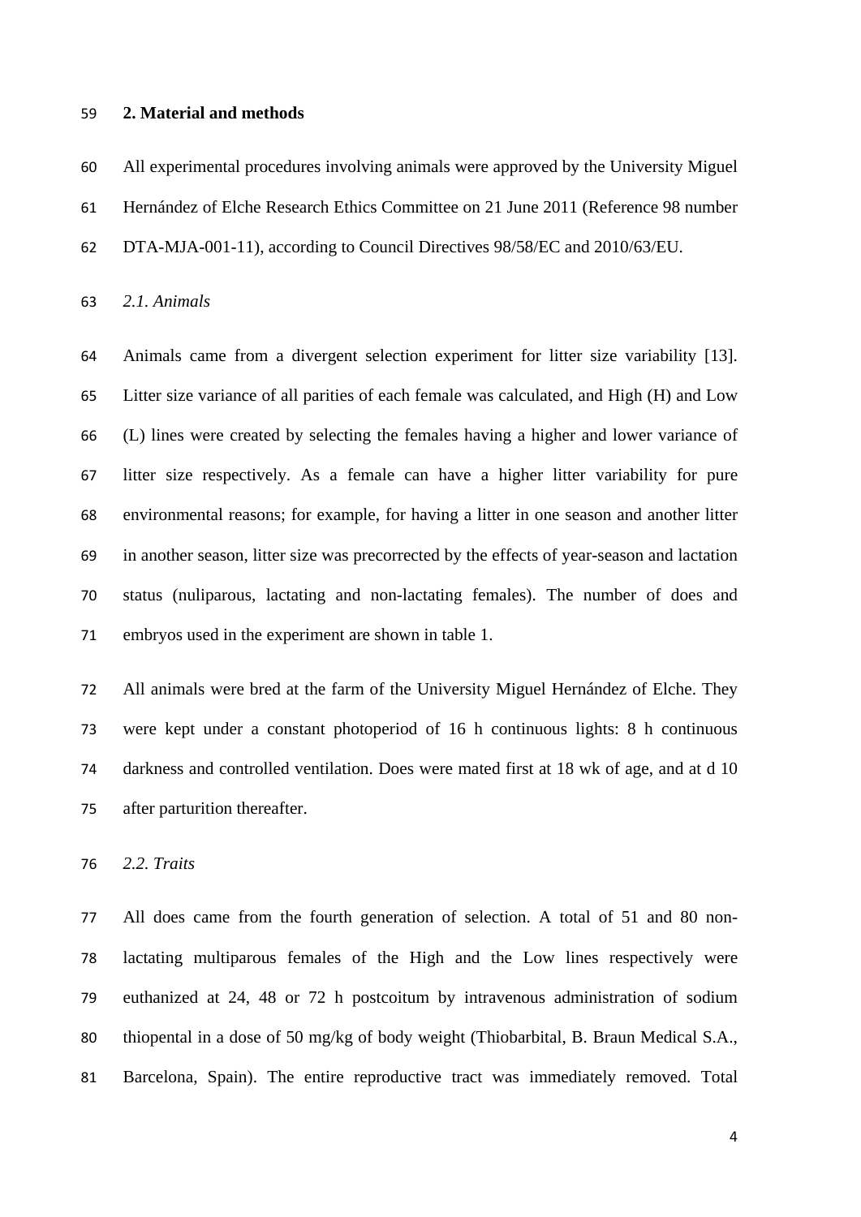## 2. Material and methods

All experimental procedures involving animals were approved by the University Miguel Hernández of Elche Research Ethics Committee on 21 June 2011 (Reference 98 number DTA-MJA-001-11), according to Council Directives 98/58/EC and 2010/63/EU.

### *2.1. Animals*

Animals came from a divergent selection experiment for litter size variability [13]. Litter size variance of all parities of each female was calculated, and High (H) and Low (L) lines were created by selecting the females having a higher and lower variance of litter size respectively. As a female can have a higher litter variability for pure environmental reasons; for example, for having a litter in one season and another litter in another season, litter size was precorrected by the effects of year-season and lactation status (nuliparous, lactating and non-lactating females). The number of does and embryos used in the experiment are shown in table 1.

All animals were bred at the farm of the University Miguel Hernández of Elche. They were kept under a constant photoperiod of 16 h continuous lights: 8 h continuous darkness and controlled ventilation. Does were mated first at 18 wk of age, and at d 10 after parturition thereafter.

### *2.2. Traits*

All does came from the fourth generation of selection. A total of 51 and 80 non-lactating multiparous females of the High and the Low lines respectively were euthanized at 24, 48 or 72 h postcoitum by intravenous administration of sodium thiopental in a dose of 50 mg/kg of body weight (Thiobarbital, B. Braun Medical S.A., Barcelona, Spain). The entire reproductive tract was immediately removed. Total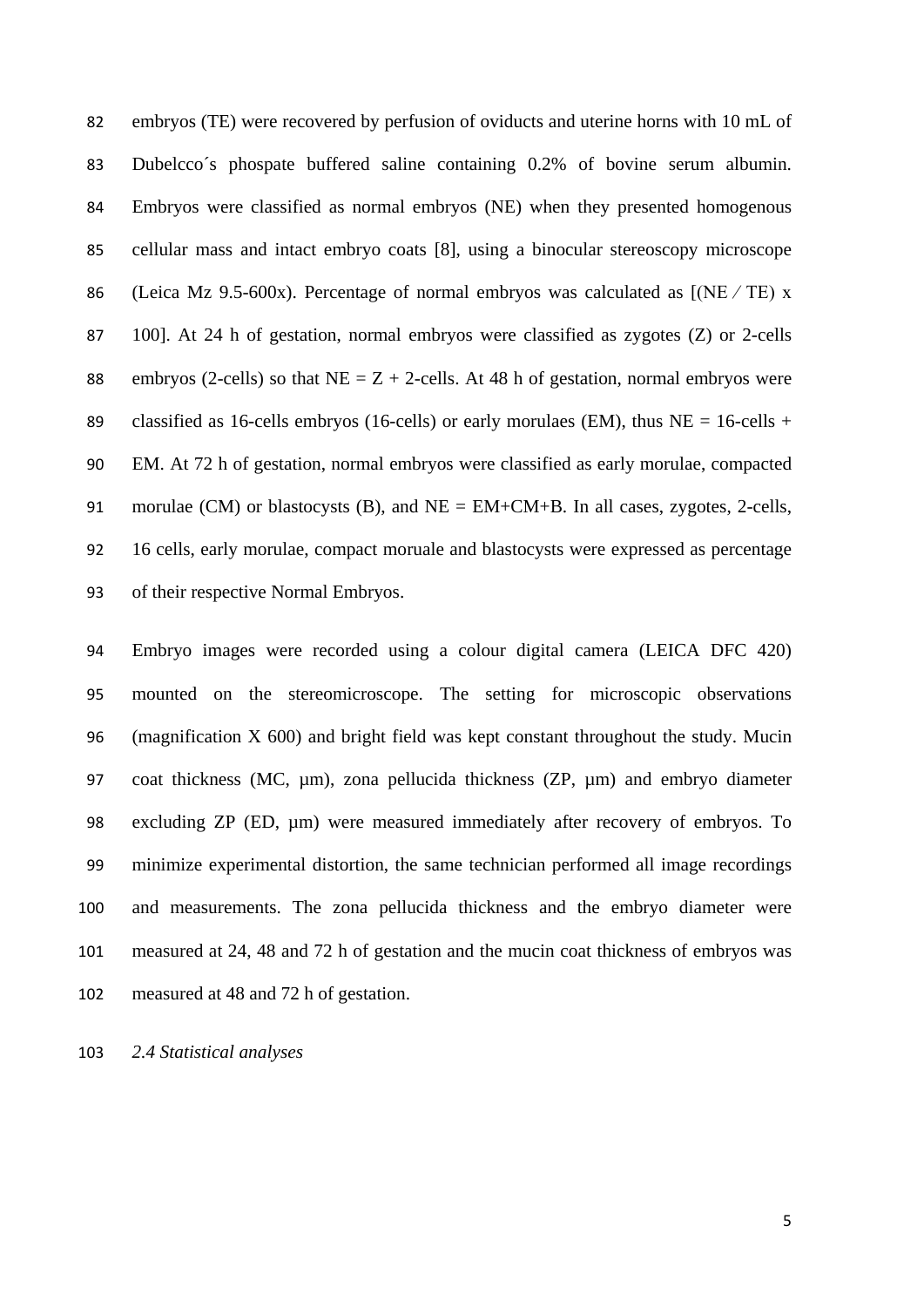embryos (TE) were recovered by perfusion of oviducts and uterine horns with 10 mL of Dubelcco´s phospate buffered saline containing 0.2% of bovine serum albumin. Embryos were classified as normal embryos (NE) when they presented homogenous cellular mass and intact embryo coats [8], using a binocular stereoscopy microscope (Leica Mz 9.5-600x). Percentage of normal embryos was calculated as [(NE ⁄ TE) x 100]. At 24 h of gestation, normal embryos were classified as zygotes (Z) or 2-cells embryos (2-cells) so that NE = Z + 2-cells. At 48 h of gestation, normal embryos were classified as 16-cells embryos (16-cells) or early morulaes (EM), thus NE = 16-cells + EM. At 72 h of gestation, normal embryos were classified as early morulae, compacted morulae (CM) or blastocysts (B), and NE = EM+CM+B. In all cases, zygotes, 2-cells, 16 cells, early morulae, compact moruale and blastocysts were expressed as percentage of their respective Normal Embryos.

Embryo images were recorded using a colour digital camera (LEICA DFC 420) mounted on the stereomicroscope. The setting for microscopic observations (magnification X 600) and bright field was kept constant throughout the study. Mucin coat thickness (MC, µm), zona pellucida thickness (ZP, µm) and embryo diameter excluding ZP (ED, µm) were measured immediately after recovery of embryos. To minimize experimental distortion, the same technician performed all image recordings and measurements. The zona pellucida thickness and the embryo diameter were measured at 24, 48 and 72 h of gestation and the mucin coat thickness of embryos was measured at 48 and 72 h of gestation.

### *2.4 Statistical analyses*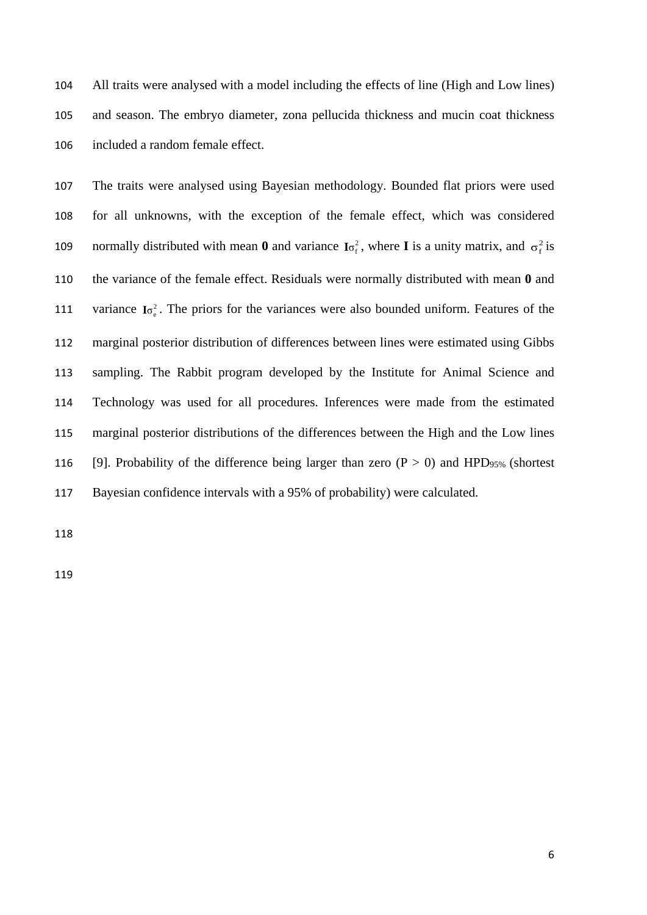All traits were analysed with a model including the effects of line (High and Low lines) and season. The embryo diameter, zona pellucida thickness and mucin coat thickness included a random female effect.

The traits were analysed using Bayesian methodology. Bounded flat priors were used for all unknowns, with the exception of the female effect, which was considered normally distributed with mean **0** and variance $\mathbf{I}\sigma_f^2$, where **I** is a unity matrix, and $\sigma_f^2$ is the variance of the female effect. Residuals were normally distributed with mean **0** and variance $\mathbf{I}\sigma_e^2$. The priors for the variances were also bounded uniform. Features of the marginal posterior distribution of differences between lines were estimated using Gibbs sampling. The Rabbit program developed by the Institute for Animal Science and Technology was used for all procedures. Inferences were made from the estimated marginal posterior distributions of the differences between the High and the Low lines [9]. Probability of the difference being larger than zero ($P > 0$) and $HPD_{95\%}$ (shortest Bayesian confidence intervals with a 95% of probability) were calculated.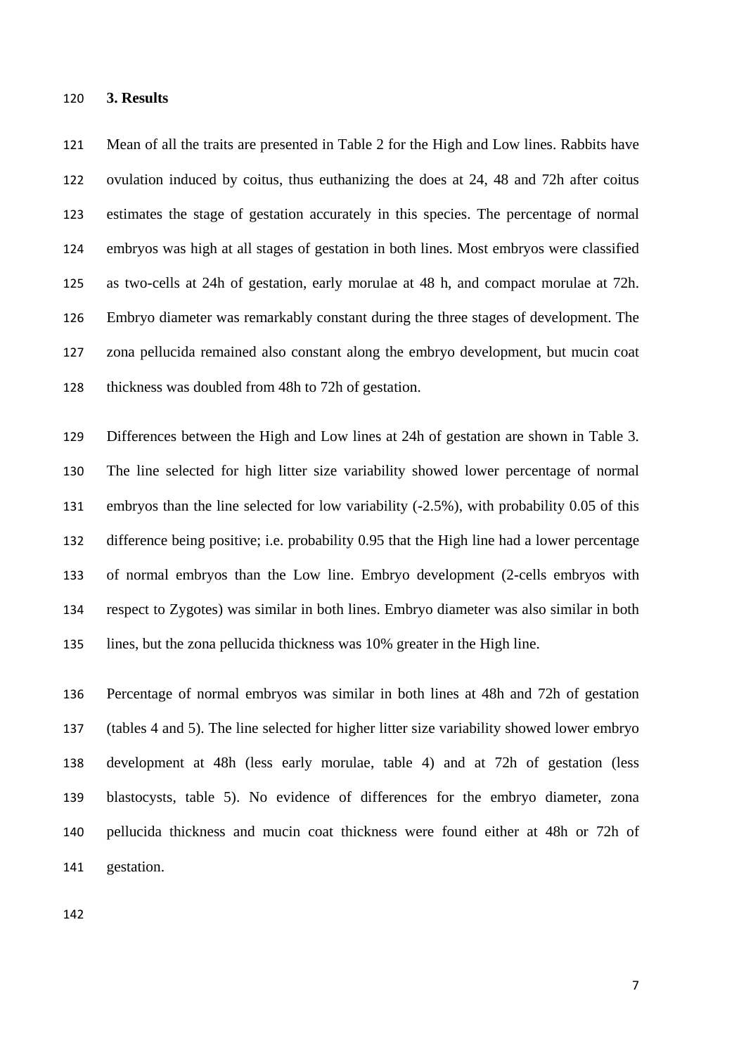## 3. Results

Mean of all the traits are presented in Table 2 for the High and Low lines. Rabbits have ovulation induced by coitus, thus euthanizing the does at 24, 48 and 72h after coitus estimates the stage of gestation accurately in this species. The percentage of normal embryos was high at all stages of gestation in both lines. Most embryos were classified as two-cells at 24h of gestation, early morulae at 48 h, and compact morulae at 72h. Embryo diameter was remarkably constant during the three stages of development. The zona pellucida remained also constant along the embryo development, but mucin coat thickness was doubled from 48h to 72h of gestation.

Differences between the High and Low lines at 24h of gestation are shown in Table 3. The line selected for high litter size variability showed lower percentage of normal embryos than the line selected for low variability (-2.5%), with probability 0.05 of this difference being positive; i.e. probability 0.95 that the High line had a lower percentage of normal embryos than the Low line. Embryo development (2-cells embryos with respect to Zygotes) was similar in both lines. Embryo diameter was also similar in both lines, but the zona pellucida thickness was 10% greater in the High line.

Percentage of normal embryos was similar in both lines at 48h and 72h of gestation (tables 4 and 5). The line selected for higher litter size variability showed lower embryo development at 48h (less early morulae, table 4) and at 72h of gestation (less blastocysts, table 5). No evidence of differences for the embryo diameter, zona pellucida thickness and mucin coat thickness were found either at 48h or 72h of gestation.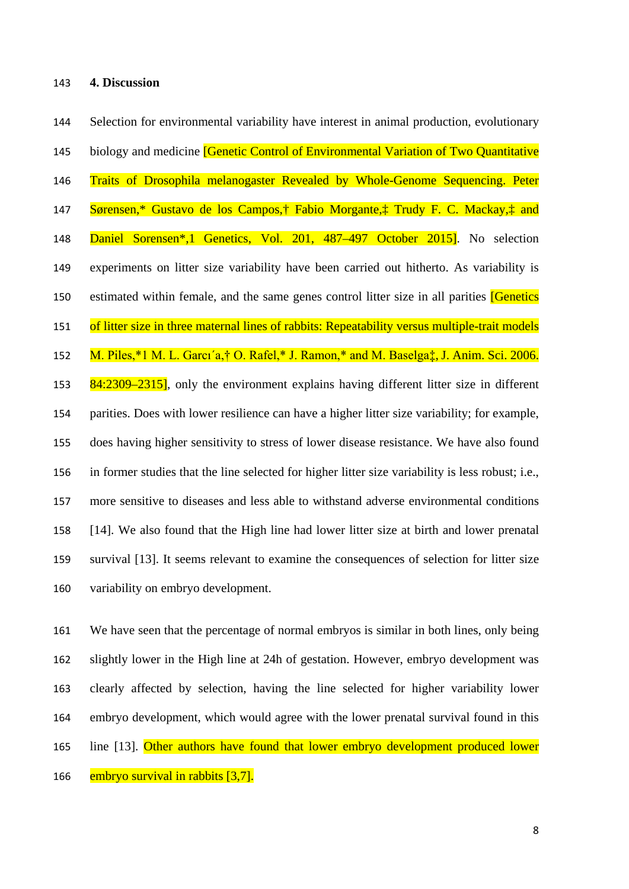## 4. Discussion

Selection for environmental variability have interest in animal production, evolutionary biology and medicine [Genetic Control of Environmental Variation of Two Quantitative Traits of Drosophila melanogaster Revealed by Whole-Genome Sequencing. Peter Sørensen,* Gustavo de los Campos,† Fabio Morgante,‡ Trudy F. C. Mackay,‡ and Daniel Sorensen*,1 Genetics, Vol. 201, 487–497 October 2015]. No selection experiments on litter size variability have been carried out hitherto. As variability is estimated within female, and the same genes control litter size in all parities [Genetics of litter size in three maternal lines of rabbits: Repeatability versus multiple-trait models M. Piles,*1 M. L. Garcı´a,† O. Rafel,* J. Ramon,* and M. Baselga‡, J. Anim. Sci. 2006. 84:2309–2315], only the environment explains having different litter size in different parities. Does with lower resilience can have a higher litter size variability; for example, does having higher sensitivity to stress of lower disease resistance. We have also found in former studies that the line selected for higher litter size variability is less robust; i.e., more sensitive to diseases and less able to withstand adverse environmental conditions [14]. We also found that the High line had lower litter size at birth and lower prenatal survival [13]. It seems relevant to examine the consequences of selection for litter size variability on embryo development.

We have seen that the percentage of normal embryos is similar in both lines, only being slightly lower in the High line at 24h of gestation. However, embryo development was clearly affected by selection, having the line selected for higher variability lower embryo development, which would agree with the lower prenatal survival found in this line [13]. Other authors have found that lower embryo development produced lower embryo survival in rabbits [3,7].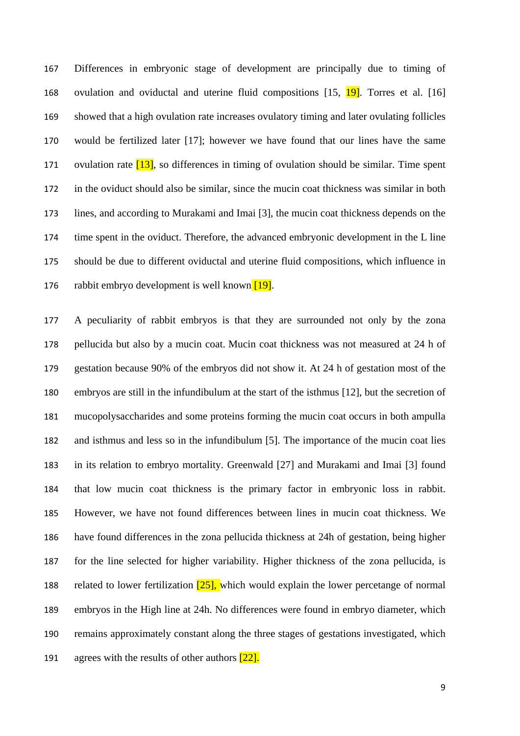Differences in embryonic stage of development are principally due to timing of ovulation and oviductal and uterine fluid compositions [15, 19]. Torres et al. [16] showed that a high ovulation rate increases ovulatory timing and later ovulating follicles would be fertilized later [17]; however we have found that our lines have the same ovulation rate [13], so differences in timing of ovulation should be similar. Time spent in the oviduct should also be similar, since the mucin coat thickness was similar in both lines, and according to Murakami and Imai [3], the mucin coat thickness depends on the time spent in the oviduct. Therefore, the advanced embryonic development in the L line should be due to different oviductal and uterine fluid compositions, which influence in rabbit embryo development is well known [19].

A peculiarity of rabbit embryos is that they are surrounded not only by the zona pellucida but also by a mucin coat. Mucin coat thickness was not measured at 24 h of gestation because 90% of the embryos did not show it. At 24 h of gestation most of the embryos are still in the infundibulum at the start of the isthmus [12], but the secretion of mucopolysaccharides and some proteins forming the mucin coat occurs in both ampulla and isthmus and less so in the infundibulum [5]. The importance of the mucin coat lies in its relation to embryo mortality. Greenwald [27] and Murakami and Imai [3] found that low mucin coat thickness is the primary factor in embryonic loss in rabbit. However, we have not found differences between lines in mucin coat thickness. We have found differences in the zona pellucida thickness at 24h of gestation, being higher for the line selected for higher variability. Higher thickness of the zona pellucida, is related to lower fertilization [25], which would explain the lower percetange of normal embryos in the High line at 24h. No differences were found in embryo diameter, which remains approximately constant along the three stages of gestations investigated, which agrees with the results of other authors [22].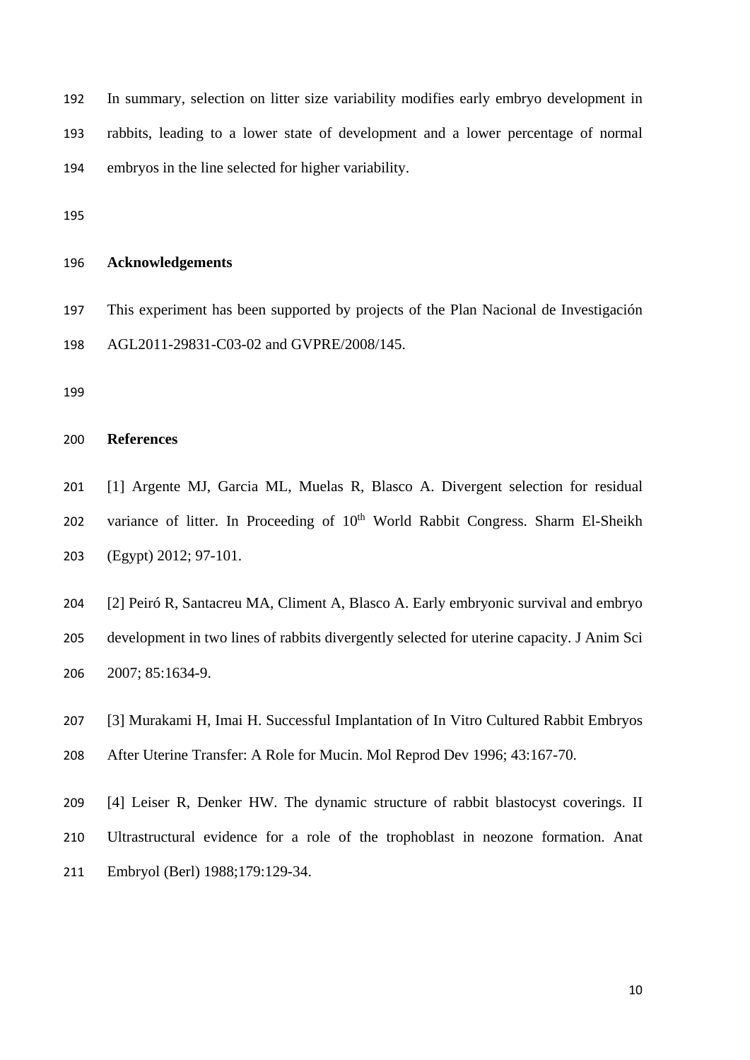In summary, selection on litter size variability modifies early embryo development in rabbits, leading to a lower state of development and a lower percentage of normal embryos in the line selected for higher variability.

## Acknowledgements

This experiment has been supported by projects of the Plan Nacional de Investigación AGL2011-29831-C03-02 and GVPRE/2008/145.

## References

[1] Argente MJ, Garcia ML, Muelas R, Blasco A. Divergent selection for residual variance of litter. In Proceeding of 10th World Rabbit Congress. Sharm El-Sheikh (Egypt) 2012; 97-101.

[2] Peiró R, Santacreu MA, Climent A, Blasco A. Early embryonic survival and embryo development in two lines of rabbits divergently selected for uterine capacity. J Anim Sci 2007; 85:1634-9.

[3] Murakami H, Imai H. Successful Implantation of In Vitro Cultured Rabbit Embryos After Uterine Transfer: A Role for Mucin. Mol Reprod Dev 1996; 43:167-70.

[4] Leiser R, Denker HW. The dynamic structure of rabbit blastocyst coverings. II Ultrastructural evidence for a role of the trophoblast in neozone formation. Anat Embryol (Berl) 1988;179:129-34.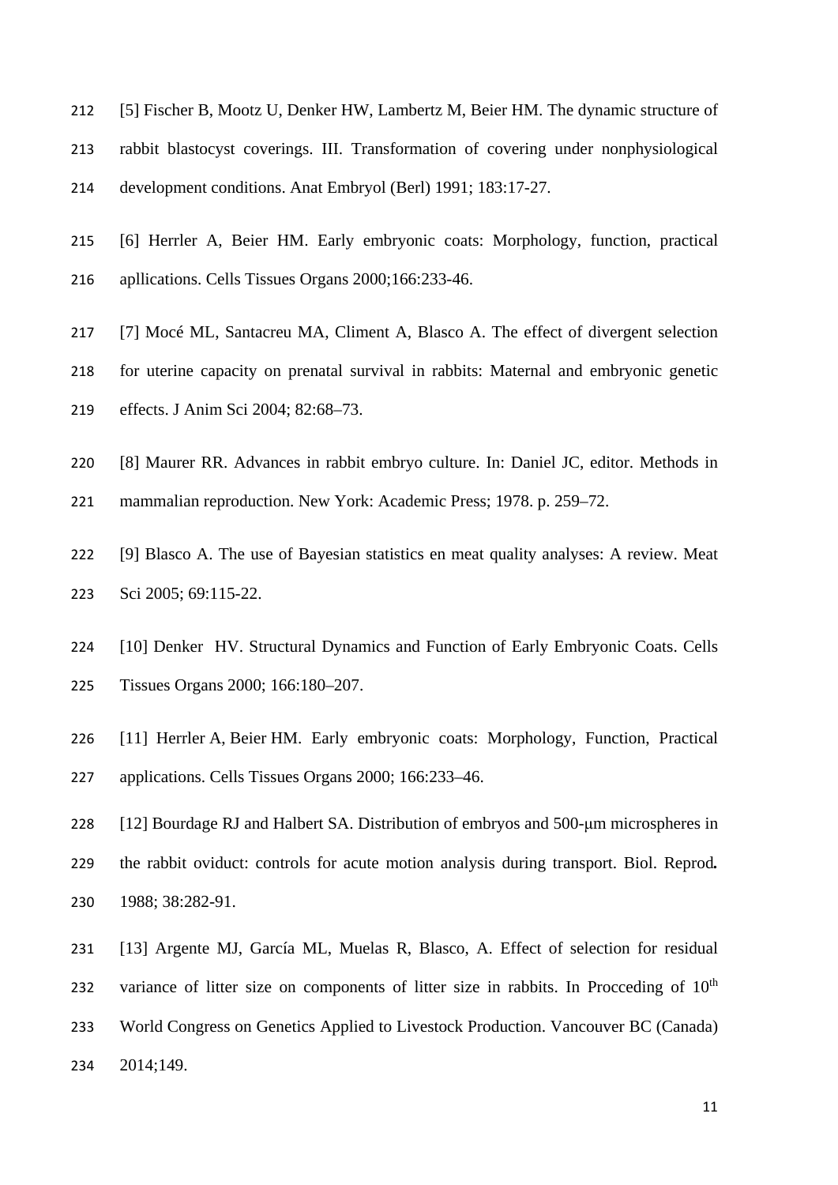[5] Fischer B, Mootz U, Denker HW, Lambertz M, Beier HM. The dynamic structure of rabbit blastocyst coverings. III. Transformation of covering under nonphysiological development conditions. Anat Embryol (Berl) 1991; 183:17-27.

[6] Herrler A, Beier HM. Early embryonic coats: Morphology, function, practical apllications. Cells Tissues Organs 2000;166:233-46.

[7] Mocé ML, Santacreu MA, Climent A, Blasco A. The effect of divergent selection for uterine capacity on prenatal survival in rabbits: Maternal and embryonic genetic effects. J Anim Sci 2004; 82:68–73.

[8] Maurer RR. Advances in rabbit embryo culture. In: Daniel JC, editor. Methods in mammalian reproduction. New York: Academic Press; 1978. p. 259–72.

[9] Blasco A. The use of Bayesian statistics en meat quality analyses: A review. Meat Sci 2005; 69:115-22.

[10] Denker HV. Structural Dynamics and Function of Early Embryonic Coats. Cells Tissues Organs 2000; 166:180–207.

[11] Herrler A, Beier HM. Early embryonic coats: Morphology, Function, Practical applications. Cells Tissues Organs 2000; 166:233–46.

[12] Bourdage RJ and Halbert SA. Distribution of embryos and 500-μm microspheres in the rabbit oviduct: controls for acute motion analysis during transport. Biol. Reprod**.** 1988; 38:282-91.

[13] Argente MJ, García ML, Muelas R, Blasco, A. Effect of selection for residual variance of litter size on components of litter size in rabbits. In Procceding of 10th World Congress on Genetics Applied to Livestock Production. Vancouver BC (Canada) 2014;149.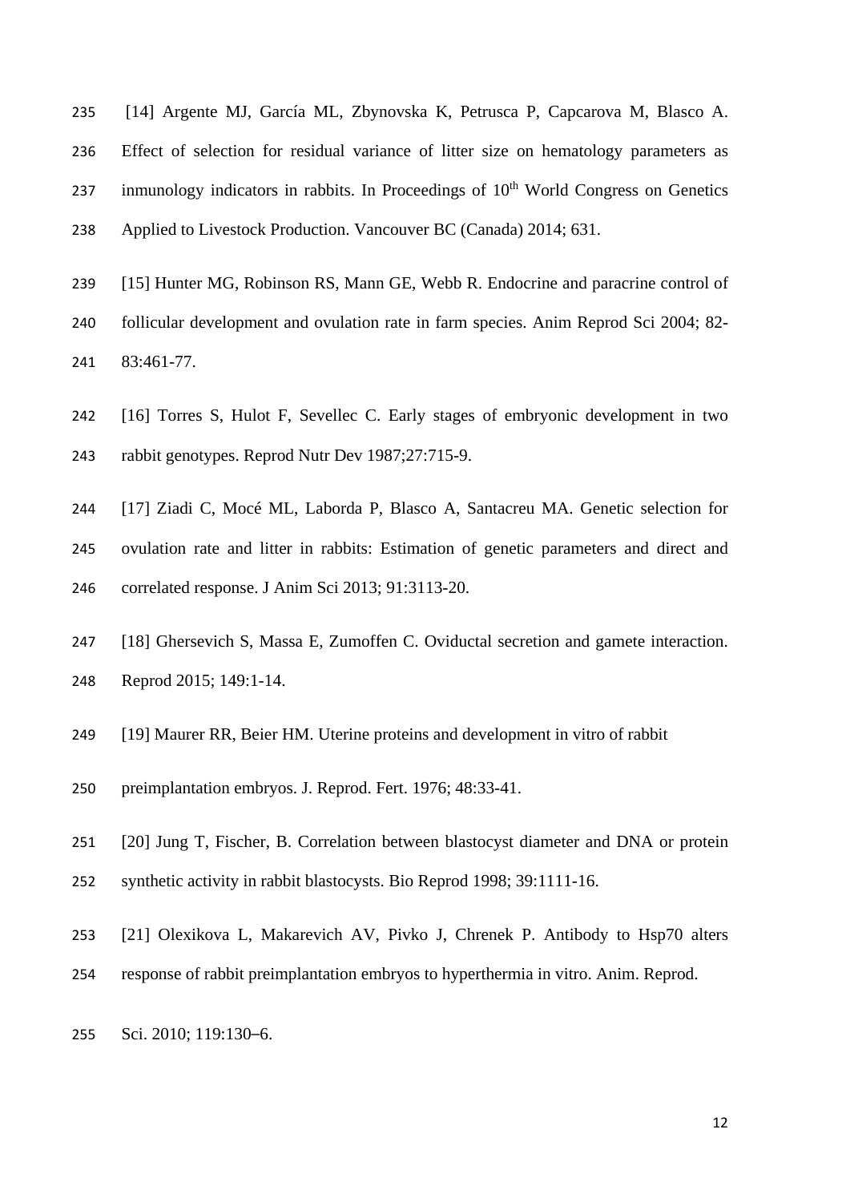[14] Argente MJ, García ML, Zbynovska K, Petrusca P, Capcarova M, Blasco A. Effect of selection for residual variance of litter size on hematology parameters as inmunology indicators in rabbits. In Proceedings of 10th World Congress on Genetics Applied to Livestock Production. Vancouver BC (Canada) 2014; 631.

[15] Hunter MG, Robinson RS, Mann GE, Webb R. Endocrine and paracrine control of follicular development and ovulation rate in farm species. Anim Reprod Sci 2004; 82-83:461-77.

[16] Torres S, Hulot F, Sevellec C. Early stages of embryonic development in two rabbit genotypes. Reprod Nutr Dev 1987;27:715-9.

[17] Ziadi C, Mocé ML, Laborda P, Blasco A, Santacreu MA. Genetic selection for ovulation rate and litter in rabbits: Estimation of genetic parameters and direct and correlated response. J Anim Sci 2013; 91:3113-20.

[18] Ghersevich S, Massa E, Zumoffen C. Oviductal secretion and gamete interaction. Reprod 2015; 149:1-14.

[19] Maurer RR, Beier HM. Uterine proteins and development in vitro of rabbit preimplantation embryos. J. Reprod. Fert. 1976; 48:33-41.

[20] Jung T, Fischer, B. Correlation between blastocyst diameter and DNA or protein synthetic activity in rabbit blastocysts. Bio Reprod 1998; 39:1111-16.

[21] Olexikova L, Makarevich AV, Pivko J, Chrenek P. Antibody to Hsp70 alters response of rabbit preimplantation embryos to hyperthermia in vitro. Anim. Reprod. Sci. 2010; 119:130–6.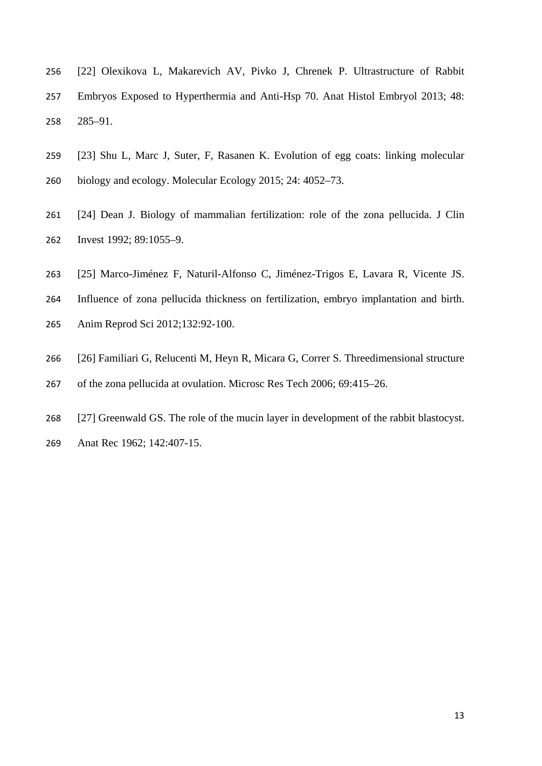[22] Olexikova L, Makarevich AV, Pivko J, Chrenek P. Ultrastructure of Rabbit Embryos Exposed to Hyperthermia and Anti-Hsp 70. Anat Histol Embryol 2013; 48: 285–91.

[23] Shu L, Marc J, Suter, F, Rasanen K. Evolution of egg coats: linking molecular biology and ecology. Molecular Ecology 2015; 24: 4052–73.

[24] Dean J. Biology of mammalian fertilization: role of the zona pellucida. J Clin Invest 1992; 89:1055–9.

[25] Marco-Jiménez F, Naturil-Alfonso C, Jiménez-Trigos E, Lavara R, Vicente JS. Influence of zona pellucida thickness on fertilization, embryo implantation and birth. Anim Reprod Sci 2012;132:92-100.

[26] Familiari G, Relucenti M, Heyn R, Micara G, Correr S. Threedimensional structure of the zona pellucida at ovulation. Microsc Res Tech 2006; 69:415–26.

[27] Greenwald GS. The role of the mucin layer in development of the rabbit blastocyst. Anat Rec 1962; 142:407-15.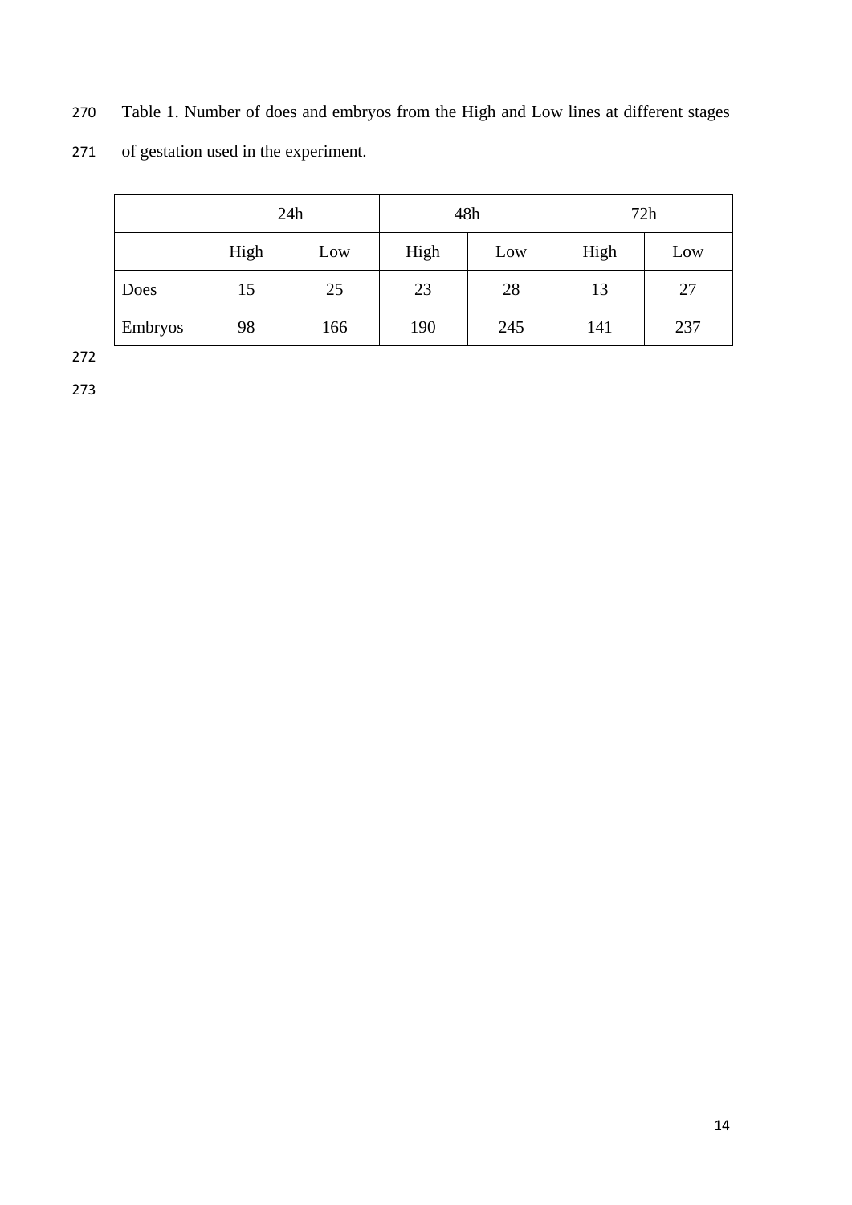Table 1. Number of does and embryos from the High and Low lines at different stages of gestation used in the experiment.

| | 24h | | 48h | | 72h | |
|---|---|---|---|---|---|---|
| | High | Low | High | Low | High | Low |
| Does | 15 | 25 | 23 | 28 | 13 | 27 |
| Embryos | 98 | 166 | 190 | 245 | 141 | 237 |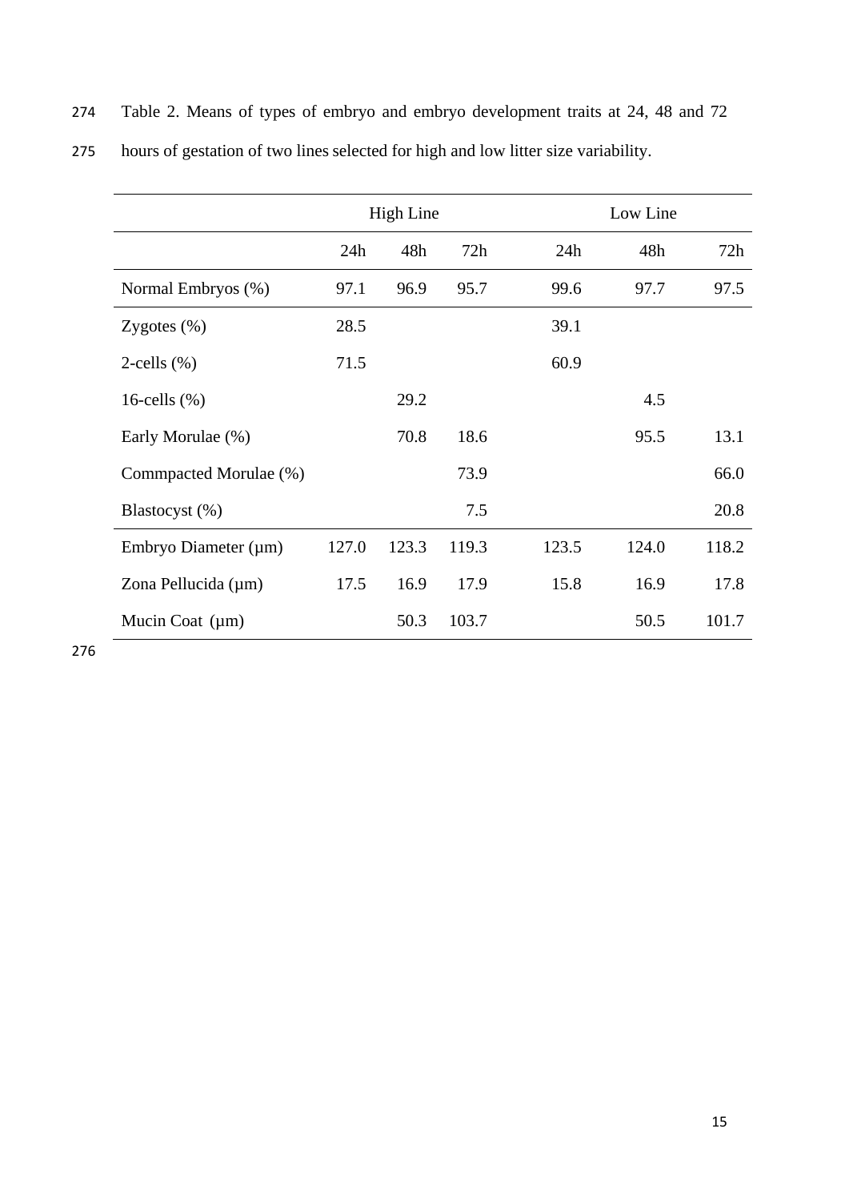Table 2. Means of types of embryo and embryo development traits at 24, 48 and 72 hours of gestation of two lines selected for high and low litter size variability.

| | High Line | | | Low Line | | |
|---|---|---|---|---|---|---|
| | 24h | 48h | 72h | 24h | 48h | 72h |
| Normal Embryos (%) | 97.1 | 96.9 | 95.7 | 99.6 | 97.7 | 97.5 |
| Zygotes (%) | 28.5 | | | 39.1 | | |
| 2-cells (%) | 71.5 | | | 60.9 | | |
| 16-cells (%) | | 29.2 | | | 4.5 | |
| Early Morulae (%) | | 70.8 | 18.6 | | 95.5 | 13.1 |
| Commpacted Morulae (%) | | | 73.9 | | | 66.0 |
| Blastocyst (%) | | | 7.5 | | | 20.8 |
| Embryo Diameter (µm) | 127.0 | 123.3 | 119.3 | 123.5 | 124.0 | 118.2 |
| Zona Pellucida (µm) | 17.5 | 16.9 | 17.9 | 15.8 | 16.9 | 17.8 |
| Mucin Coat (µm) | | 50.3 | 103.7 | | 50.5 | 101.7 |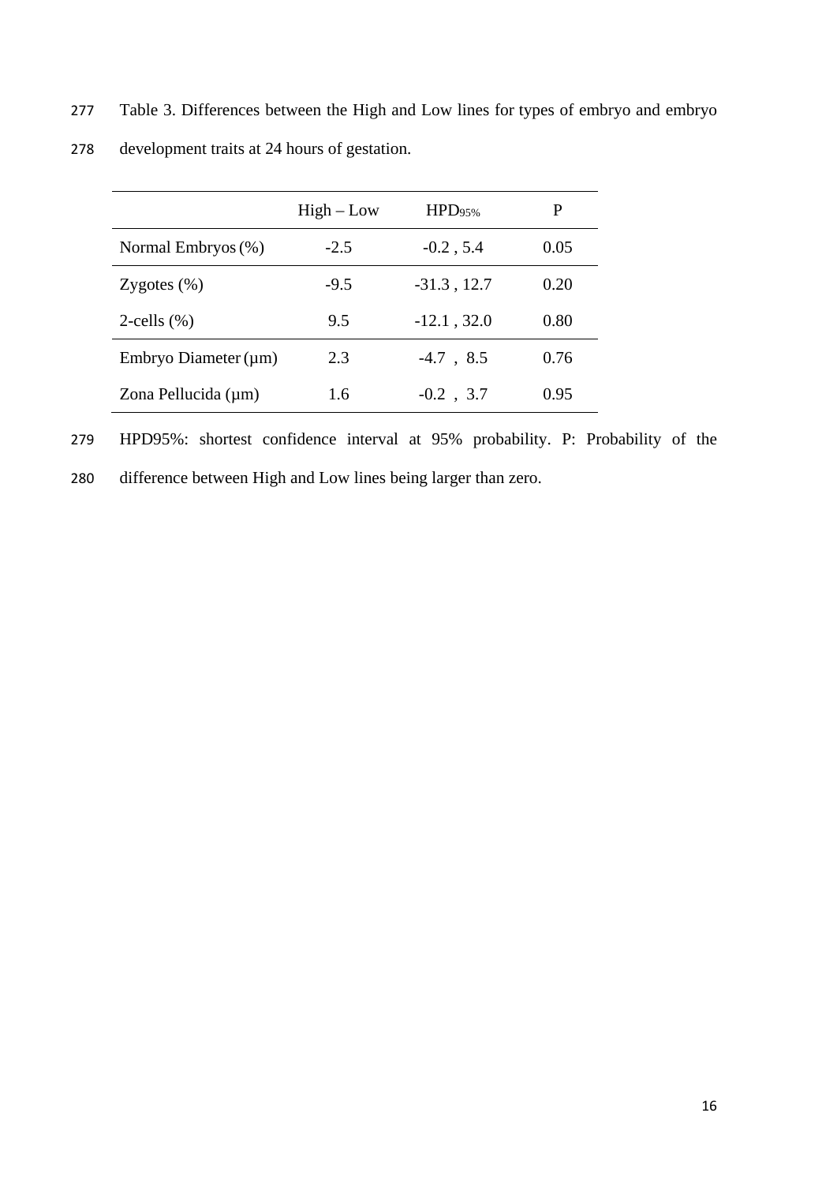Table 3. Differences between the High and Low lines for types of embryo and embryo development traits at 24 hours of gestation.

| | High – Low | $HPD_{95\%}$ | P |
|---|---|---|---|
| Normal Embryos (%) | -2.5 | -0.2 , 5.4 | 0.05 |
| Zygotes (%) | -9.5 | -31.3 , 12.7 | 0.20 |
| 2-cells (%) | 9.5 | -12.1 , 32.0 | 0.80 |
| Embryo Diameter (µm) | 2.3 | -4.7 , 8.5 | 0.76 |
| Zona Pellucida (µm) | 1.6 | -0.2 , 3.7 | 0.95 |

HPD95%: shortest confidence interval at 95% probability. P: Probability of the difference between High and Low lines being larger than zero.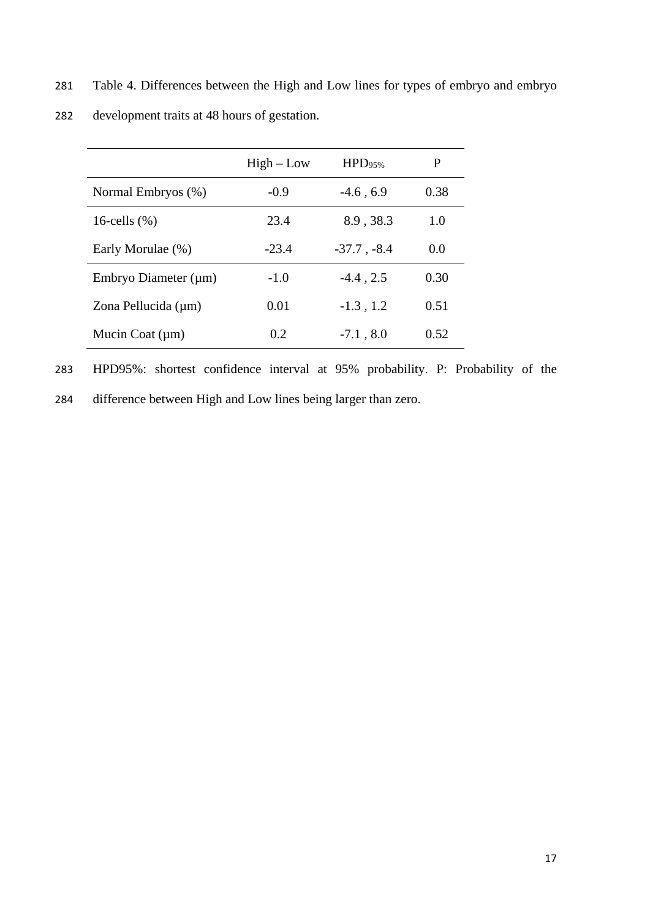Table 4. Differences between the High and Low lines for types of embryo and embryo development traits at 48 hours of gestation.

| | High – Low | $HPD_{95\%}$ | P |
|---|---|---|---|
| Normal Embryos (%) | -0.9 | -4.6 , 6.9 | 0.38 |
| 16-cells (%) | 23.4 | 8.9 , 38.3 | 1.0 |
| Early Morulae (%) | -23.4 | -37.7 , -8.4 | 0.0 |
| Embryo Diameter (μm) | -1.0 | -4.4 , 2.5 | 0.30 |
| Zona Pellucida (μm) | 0.01 | -1.3 , 1.2 | 0.51 |
| Mucin Coat (μm) | 0.2 | -7.1 , 8.0 | 0.52 |

HPD95%: shortest confidence interval at 95% probability. P: Probability of the difference between High and Low lines being larger than zero.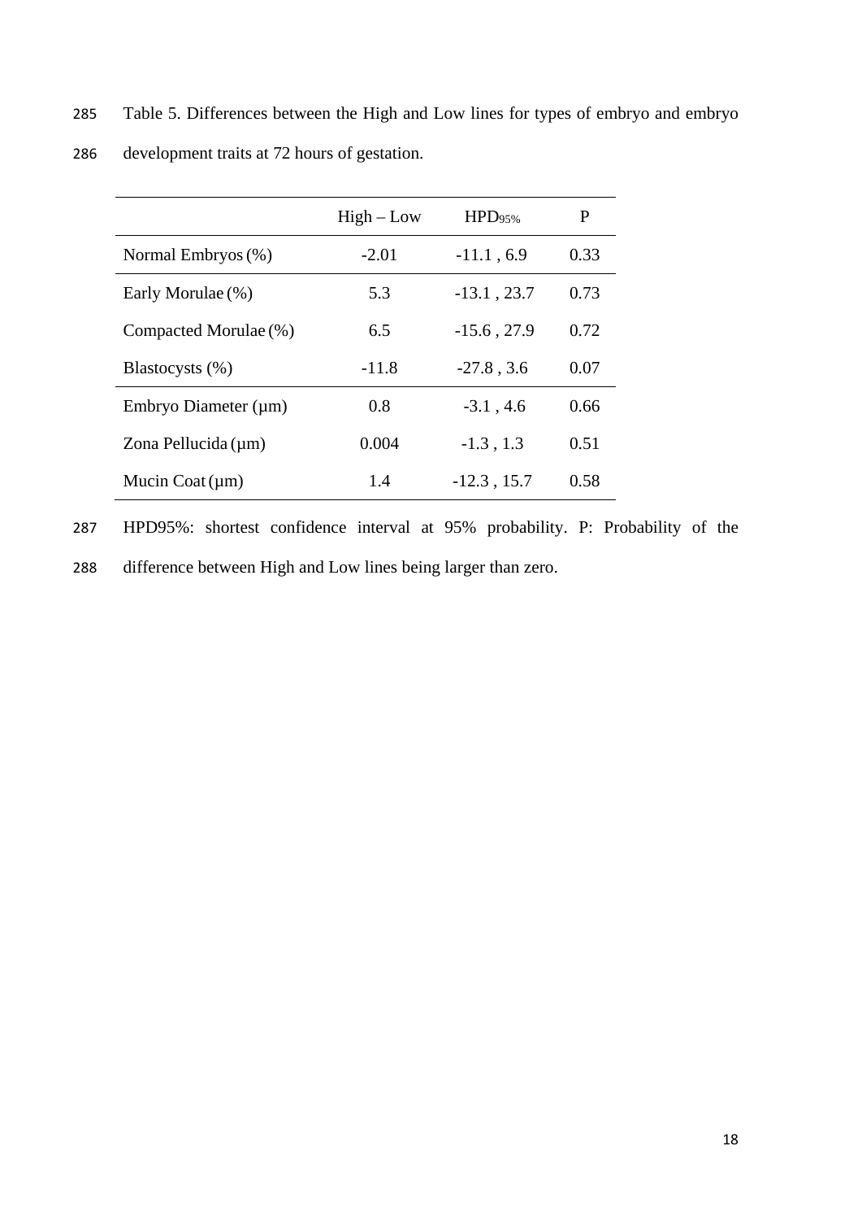Table 5. Differences between the High and Low lines for types of embryo and embryo development traits at 72 hours of gestation.

| | High – Low | $HPD_{95\%}$ | P |
|---|---|---|---|
| Normal Embryos (%) | -2.01 | -11.1 , 6.9 | 0.33 |
| Early Morulae (%) | 5.3 | -13.1 , 23.7 | 0.73 |
| Compacted Morulae (%) | 6.5 | -15.6 , 27.9 | 0.72 |
| Blastocysts (%) | -11.8 | -27.8 , 3.6 | 0.07 |
| Embryo Diameter (µm) | 0.8 | -3.1 , 4.6 | 0.66 |
| Zona Pellucida (µm) | 0.004 | -1.3 , 1.3 | 0.51 |
| Mucin Coat (µm) | 1.4 | -12.3 , 15.7 | 0.58 |

HPD95%: shortest confidence interval at 95% probability. P: Probability of the difference between High and Low lines being larger than zero.